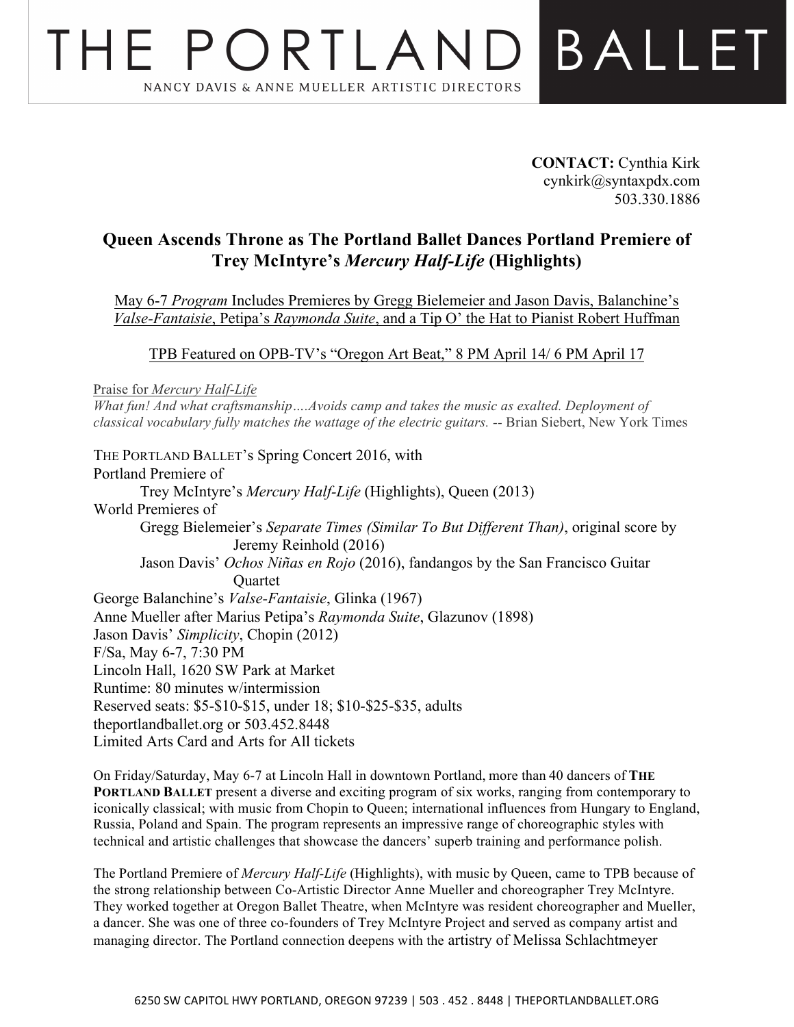# THE PORTLAND BALLET

NANCY DAVIS & ANNE MUELLER ARTISTIC DIRECTORS

**CONTACT:** Cynthia Kirk
cynkirk@syntaxpdx.com
503.330.1886

## Queen Ascends Throne as The Portland Ballet Dances Portland Premiere of Trey McIntyre's *Mercury Half-Life* (Highlights)

May 6-7 *Program* Includes Premieres by Gregg Bielemeier and Jason Davis, Balanchine's *Valse-Fantaisie*, Petipa's *Raymonda Suite*, and a Tip O' the Hat to Pianist Robert Huffman

TPB Featured on OPB-TV's "Oregon Art Beat," 8 PM April 14/ 6 PM April 17

Praise for *Mercury Half-Life*

*What fun! And what craftsmanship….Avoids camp and takes the music as exalted. Deployment of classical vocabulary fully matches the wattage of the electric guitars.* -- Brian Siebert, New York Times

THE PORTLAND BALLET's Spring Concert 2016, with
Portland Premiere of
Trey McIntyre's *Mercury Half-Life* (Highlights), Queen (2013)
World Premieres of
Gregg Bielemeier's *Separate Times (Similar To But Different Than)*, original score by Jeremy Reinhold (2016)
Jason Davis' *Ochos Niñas en Rojo* (2016), fandangos by the San Francisco Guitar Quartet
George Balanchine's *Valse-Fantaisie*, Glinka (1967)
Anne Mueller after Marius Petipa's *Raymonda Suite*, Glazunov (1898)
Jason Davis' *Simplicity*, Chopin (2012)
F/Sa, May 6-7, 7:30 PM
Lincoln Hall, 1620 SW Park at Market
Runtime: 80 minutes w/intermission
Reserved seats: $5-$10-$15, under 18; $10-$25-$35, adults
theportlandballet.org or 503.452.8448
Limited Arts Card and Arts for All tickets

On Friday/Saturday, May 6-7 at Lincoln Hall in downtown Portland, more than 40 dancers of **THE PORTLAND BALLET** present a diverse and exciting program of six works, ranging from contemporary to iconically classical; with music from Chopin to Queen; international influences from Hungary to England, Russia, Poland and Spain. The program represents an impressive range of choreographic styles with technical and artistic challenges that showcase the dancers' superb training and performance polish.

The Portland Premiere of *Mercury Half-Life* (Highlights), with music by Queen, came to TPB because of the strong relationship between Co-Artistic Director Anne Mueller and choreographer Trey McIntyre. They worked together at Oregon Ballet Theatre, when McIntyre was resident choreographer and Mueller, a dancer. She was one of three co-founders of Trey McIntyre Project and served as company artist and managing director. The Portland connection deepens with the artistry of Melissa Schlachtmeyer

6250 SW CAPITOL HWY PORTLAND, OREGON 97239 | 503 . 452 . 8448 | THEPORTLANDBALLET.ORG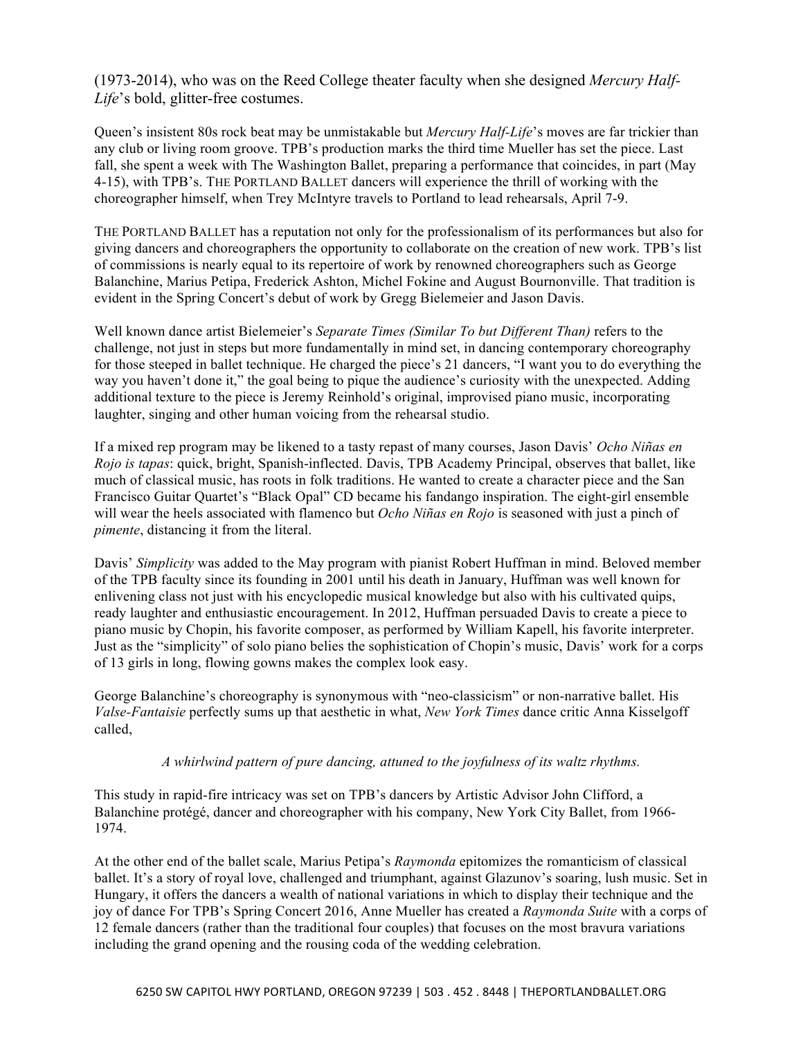(1973-2014), who was on the Reed College theater faculty when she designed *Mercury Half-Life*'s bold, glitter-free costumes.

Queen's insistent 80s rock beat may be unmistakable but *Mercury Half-Life*'s moves are far trickier than any club or living room groove. TPB's production marks the third time Mueller has set the piece. Last fall, she spent a week with The Washington Ballet, preparing a performance that coincides, in part (May 4-15), with TPB's. THE PORTLAND BALLET dancers will experience the thrill of working with the choreographer himself, when Trey McIntyre travels to Portland to lead rehearsals, April 7-9.

THE PORTLAND BALLET has a reputation not only for the professionalism of its performances but also for giving dancers and choreographers the opportunity to collaborate on the creation of new work. TPB's list of commissions is nearly equal to its repertoire of work by renowned choreographers such as George Balanchine, Marius Petipa, Frederick Ashton, Michel Fokine and August Bournonville. That tradition is evident in the Spring Concert's debut of work by Gregg Bielemeier and Jason Davis.

Well known dance artist Bielemeier's *Separate Times (Similar To but Different Than)* refers to the challenge, not just in steps but more fundamentally in mind set, in dancing contemporary choreography for those steeped in ballet technique. He charged the piece's 21 dancers, "I want you to do everything the way you haven't done it," the goal being to pique the audience's curiosity with the unexpected. Adding additional texture to the piece is Jeremy Reinhold's original, improvised piano music, incorporating laughter, singing and other human voicing from the rehearsal studio.

If a mixed rep program may be likened to a tasty repast of many courses, Jason Davis' *Ocho Niñas en Rojo is tapas*: quick, bright, Spanish-inflected. Davis, TPB Academy Principal, observes that ballet, like much of classical music, has roots in folk traditions. He wanted to create a character piece and the San Francisco Guitar Quartet's "Black Opal" CD became his fandango inspiration. The eight-girl ensemble will wear the heels associated with flamenco but *Ocho Niñas en Rojo* is seasoned with just a pinch of *pimente*, distancing it from the literal.

Davis' *Simplicity* was added to the May program with pianist Robert Huffman in mind. Beloved member of the TPB faculty since its founding in 2001 until his death in January, Huffman was well known for enlivening class not just with his encyclopedic musical knowledge but also with his cultivated quips, ready laughter and enthusiastic encouragement. In 2012, Huffman persuaded Davis to create a piece to piano music by Chopin, his favorite composer, as performed by William Kapell, his favorite interpreter. Just as the "simplicity" of solo piano belies the sophistication of Chopin's music, Davis' work for a corps of 13 girls in long, flowing gowns makes the complex look easy.

George Balanchine's choreography is synonymous with "neo-classicism" or non-narrative ballet. His *Valse-Fantaisie* perfectly sums up that aesthetic in what, *New York Times* dance critic Anna Kisselgoff called,

> *A whirlwind pattern of pure dancing, attuned to the joyfulness of its waltz rhythms.*

This study in rapid-fire intricacy was set on TPB's dancers by Artistic Advisor John Clifford, a Balanchine protégé, dancer and choreographer with his company, New York City Ballet, from 1966-1974.

At the other end of the ballet scale, Marius Petipa's *Raymonda* epitomizes the romanticism of classical ballet. It's a story of royal love, challenged and triumphant, against Glazunov's soaring, lush music. Set in Hungary, it offers the dancers a wealth of national variations in which to display their technique and the joy of dance For TPB's Spring Concert 2016, Anne Mueller has created a *Raymonda Suite* with a corps of 12 female dancers (rather than the traditional four couples) that focuses on the most bravura variations including the grand opening and the rousing coda of the wedding celebration.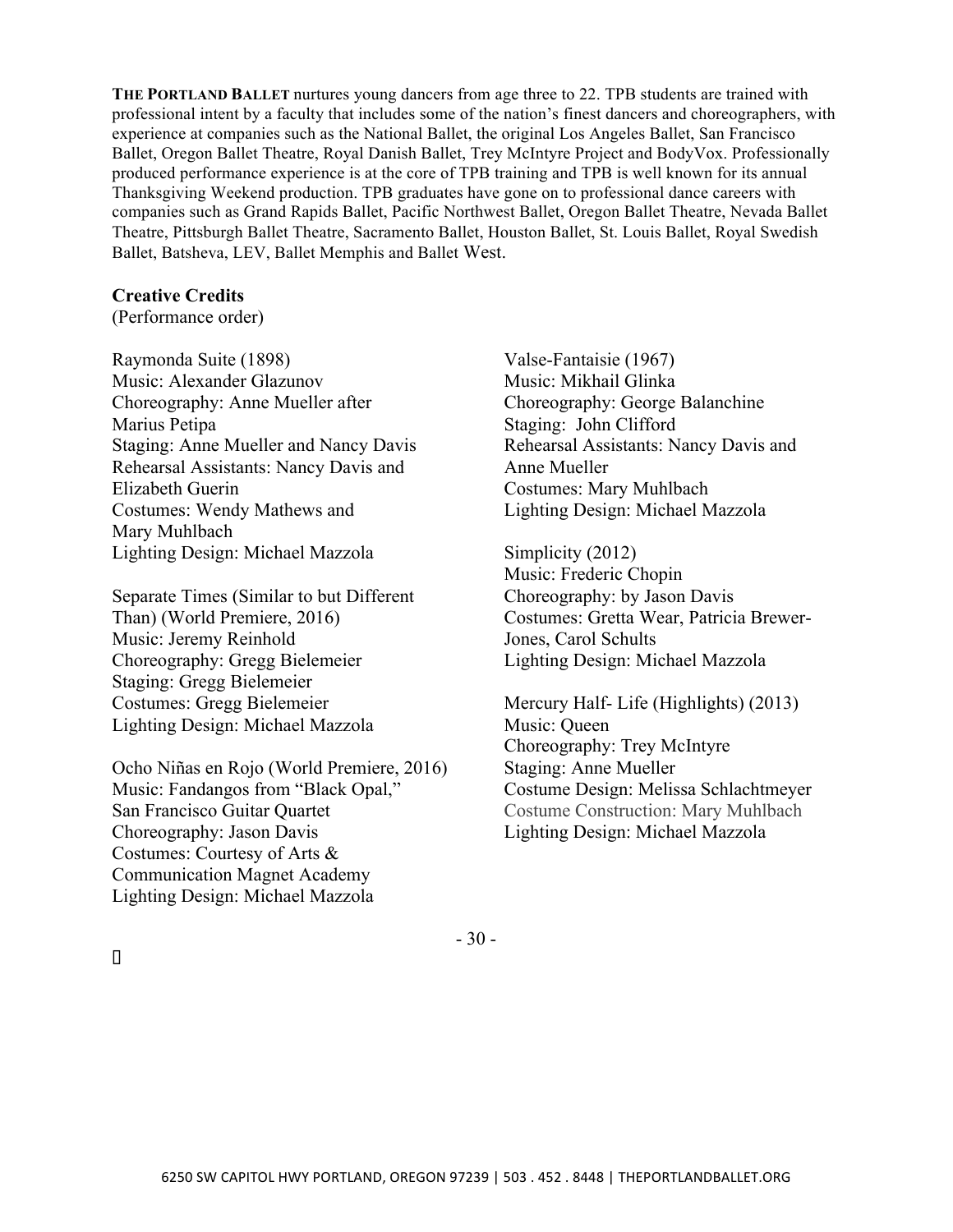**THE PORTLAND BALLET** nurtures young dancers from age three to 22. TPB students are trained with professional intent by a faculty that includes some of the nation's finest dancers and choreographers, with experience at companies such as the National Ballet, the original Los Angeles Ballet, San Francisco Ballet, Oregon Ballet Theatre, Royal Danish Ballet, Trey McIntyre Project and BodyVox. Professionally produced performance experience is at the core of TPB training and TPB is well known for its annual Thanksgiving Weekend production. TPB graduates have gone on to professional dance careers with companies such as Grand Rapids Ballet, Pacific Northwest Ballet, Oregon Ballet Theatre, Nevada Ballet Theatre, Pittsburgh Ballet Theatre, Sacramento Ballet, Houston Ballet, St. Louis Ballet, Royal Swedish Ballet, Batsheva, LEV, Ballet Memphis and Ballet West.

**Creative Credits**
(Performance order)

Raymonda Suite (1898)
Music: Alexander Glazunov
Choreography: Anne Mueller after Marius Petipa
Staging: Anne Mueller and Nancy Davis
Rehearsal Assistants: Nancy Davis and Elizabeth Guerin
Costumes: Wendy Mathews and Mary Muhlbach
Lighting Design: Michael Mazzola

Separate Times (Similar to but Different Than) (World Premiere, 2016)
Music: Jeremy Reinhold
Choreography: Gregg Bielemeier
Staging: Gregg Bielemeier
Costumes: Gregg Bielemeier
Lighting Design: Michael Mazzola

Ocho Niñas en Rojo (World Premiere, 2016)
Music: Fandangos from "Black Opal," San Francisco Guitar Quartet
Choreography: Jason Davis
Costumes: Courtesy of Arts & Communication Magnet Academy
Lighting Design: Michael Mazzola

Valse-Fantaisie (1967)
Music: Mikhail Glinka
Choreography: George Balanchine
Staging: John Clifford
Rehearsal Assistants: Nancy Davis and Anne Mueller
Costumes: Mary Muhlbach
Lighting Design: Michael Mazzola

Simplicity (2012)
Music: Frederic Chopin
Choreography: by Jason Davis
Costumes: Gretta Wear, Patricia Brewer-Jones, Carol Schults
Lighting Design: Michael Mazzola

Mercury Half- Life (Highlights) (2013)
Music: Queen
Choreography: Trey McIntyre
Staging: Anne Mueller
Costume Design: Melissa Schlachtmeyer
Costume Construction: Mary Muhlbach
Lighting Design: Michael Mazzola